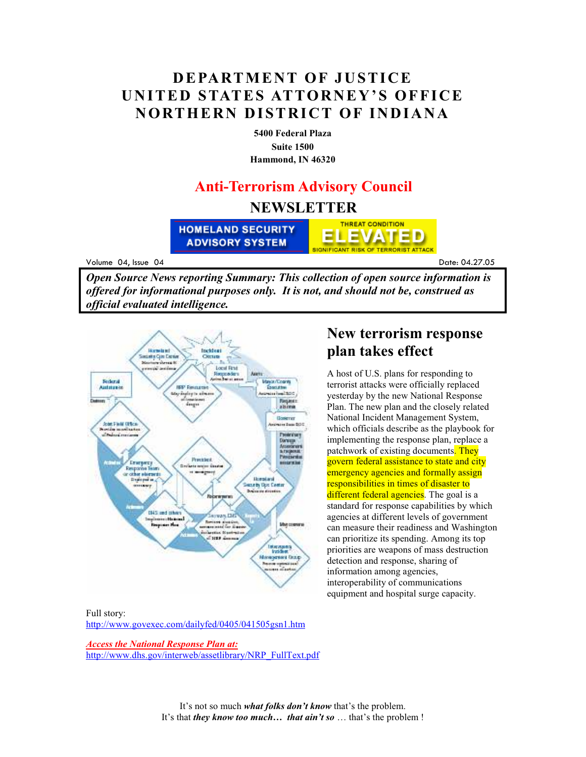# DEPARTMENT OF JUSTICE
# UNITED STATES ATTORNEY'S OFFICE
# NORTHERN DISTRICT OF INDIANA

**5400 Federal Plaza**
**Suite 1500**
**Hammond, IN 46320**

## Anti-Terrorism Advisory Council

## NEWSLETTER

HOMELAND SECURITY ADVISORY SYSTEM — THREAT CONDITION ELEVATED — SIGNIFICANT RISK OF TERRORIST ATTACK

Volume 04, Issue 04 — Date: 04.27.05

***Open Source News reporting Summary: This collection of open source information is offered for informational purposes only. It is not, and should not be, construed as official evaluated intelligence.***

## New terrorism response plan takes effect

A host of U.S. plans for responding to terrorist attacks were officially replaced yesterday by the new National Response Plan. The new plan and the closely related National Incident Management System, which officials describe as the playbook for implementing the response plan, replace a patchwork of existing documents. They govern federal assistance to state and city emergency agencies and formally assign responsibilities in times of disaster to different federal agencies. The goal is a standard for response capabilities by which agencies at different levels of government can measure their readiness and Washington can prioritize its spending. Among its top priorities are weapons of mass destruction detection and response, sharing of information among agencies, interoperability of communications equipment and hospital surge capacity.

Full story:
http://www.govexec.com/dailyfed/0405/041505gsn1.htm

***Access the National Response Plan at:***
http://www.dhs.gov/interweb/assetlibrary/NRP_FullText.pdf

It's not so much ***what folks don't know*** that's the problem.
It's that ***they know too much… that ain't so*** … that's the problem !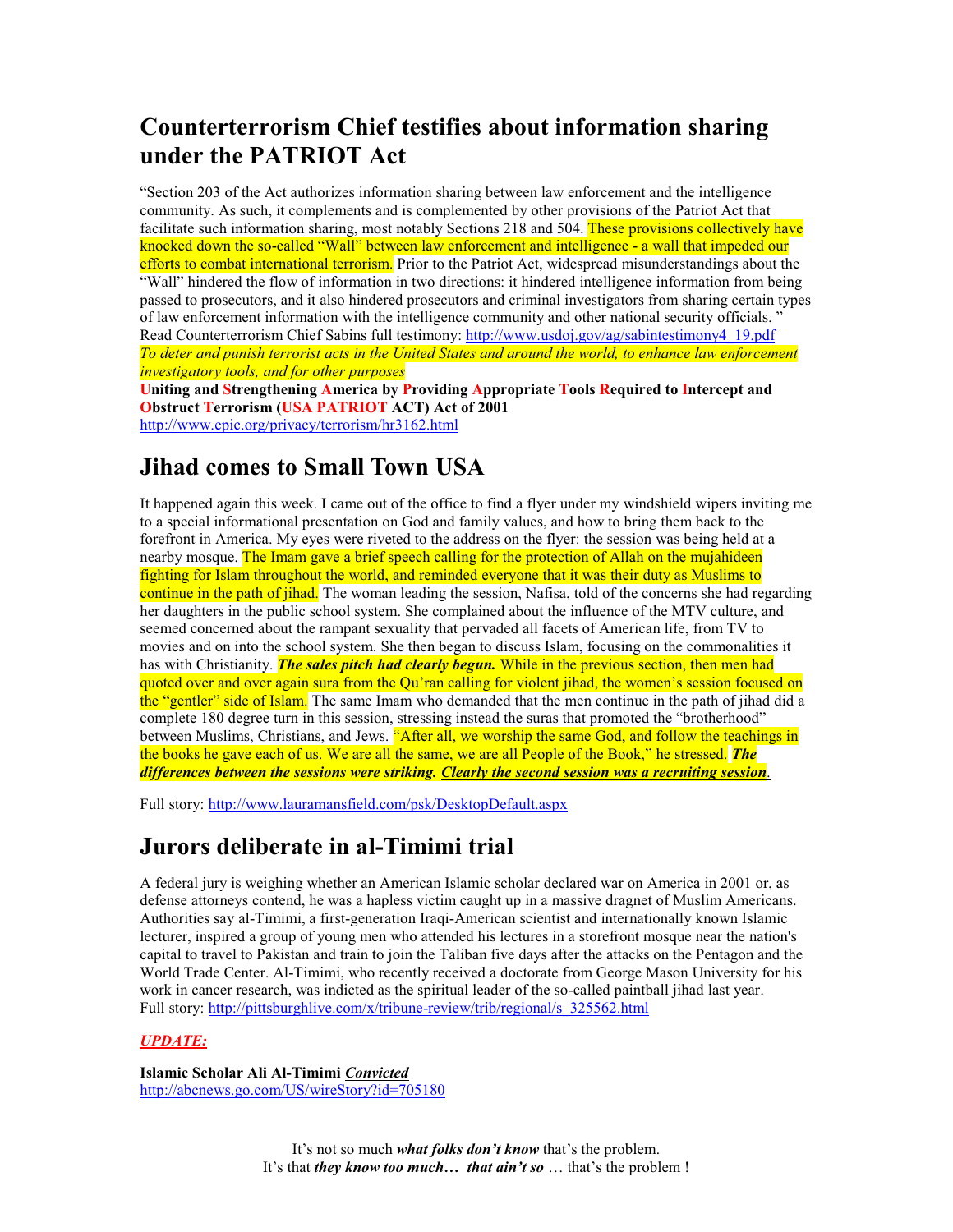## Counterterrorism Chief testifies about information sharing under the PATRIOT Act

"Section 203 of the Act authorizes information sharing between law enforcement and the intelligence community. As such, it complements and is complemented by other provisions of the Patriot Act that facilitate such information sharing, most notably Sections 218 and 504. These provisions collectively have knocked down the so-called "Wall" between law enforcement and intelligence - a wall that impeded our efforts to combat international terrorism. Prior to the Patriot Act, widespread misunderstandings about the "Wall" hindered the flow of information in two directions: it hindered intelligence information from being passed to prosecutors, and it also hindered prosecutors and criminal investigators from sharing certain types of law enforcement information with the intelligence community and other national security officials. "
Read Counterterrorism Chief Sabins full testimony: http://www.usdoj.gov/ag/sabintestimony4_19.pdf
*To deter and punish terrorist acts in the United States and around the world, to enhance law enforcement investigatory tools, and for other purposes*
**Uniting and Strengthening America by Providing Appropriate Tools Required to Intercept and Obstruct Terrorism (USA PATRIOT ACT) Act of 2001**
http://www.epic.org/privacy/terrorism/hr3162.html

## Jihad comes to Small Town USA

It happened again this week. I came out of the office to find a flyer under my windshield wipers inviting me to a special informational presentation on God and family values, and how to bring them back to the forefront in America. My eyes were riveted to the address on the flyer: the session was being held at a nearby mosque. The Imam gave a brief speech calling for the protection of Allah on the mujahideen fighting for Islam throughout the world, and reminded everyone that it was their duty as Muslims to continue in the path of jihad. The woman leading the session, Nafisa, told of the concerns she had regarding her daughters in the public school system. She complained about the influence of the MTV culture, and seemed concerned about the rampant sexuality that pervaded all facets of American life, from TV to movies and on into the school system. She then began to discuss Islam, focusing on the commonalities it has with Christianity. ***The sales pitch had clearly begun.*** While in the previous section, then men had quoted over and over again sura from the Qu'ran calling for violent jihad, the women's session focused on the "gentler" side of Islam. The same Imam who demanded that the men continue in the path of jihad did a complete 180 degree turn in this session, stressing instead the suras that promoted the "brotherhood" between Muslims, Christians, and Jews. "After all, we worship the same God, and follow the teachings in the books he gave each of us. We are all the same, we are all People of the Book," he stressed. ***The differences between the sessions were striking. Clearly the second session was a recruiting session***.

Full story: http://www.lauramansfield.com/psk/DesktopDefault.aspx

## Jurors deliberate in al-Timimi trial

A federal jury is weighing whether an American Islamic scholar declared war on America in 2001 or, as defense attorneys contend, he was a hapless victim caught up in a massive dragnet of Muslim Americans. Authorities say al-Timimi, a first-generation Iraqi-American scientist and internationally known Islamic lecturer, inspired a group of young men who attended his lectures in a storefront mosque near the nation's capital to travel to Pakistan and train to join the Taliban five days after the attacks on the Pentagon and the World Trade Center. Al-Timimi, who recently received a doctorate from George Mason University for his work in cancer research, was indicted as the spiritual leader of the so-called paintball jihad last year.
Full story: http://pittsburghlive.com/x/tribune-review/trib/regional/s_325562.html

***UPDATE:***

**Islamic Scholar Ali Al-Timimi *Convicted***
http://abcnews.go.com/US/wireStory?id=705180

It's not so much ***what folks don't know*** that's the problem.
It's that ***they know too much… that ain't so*** … that's the problem !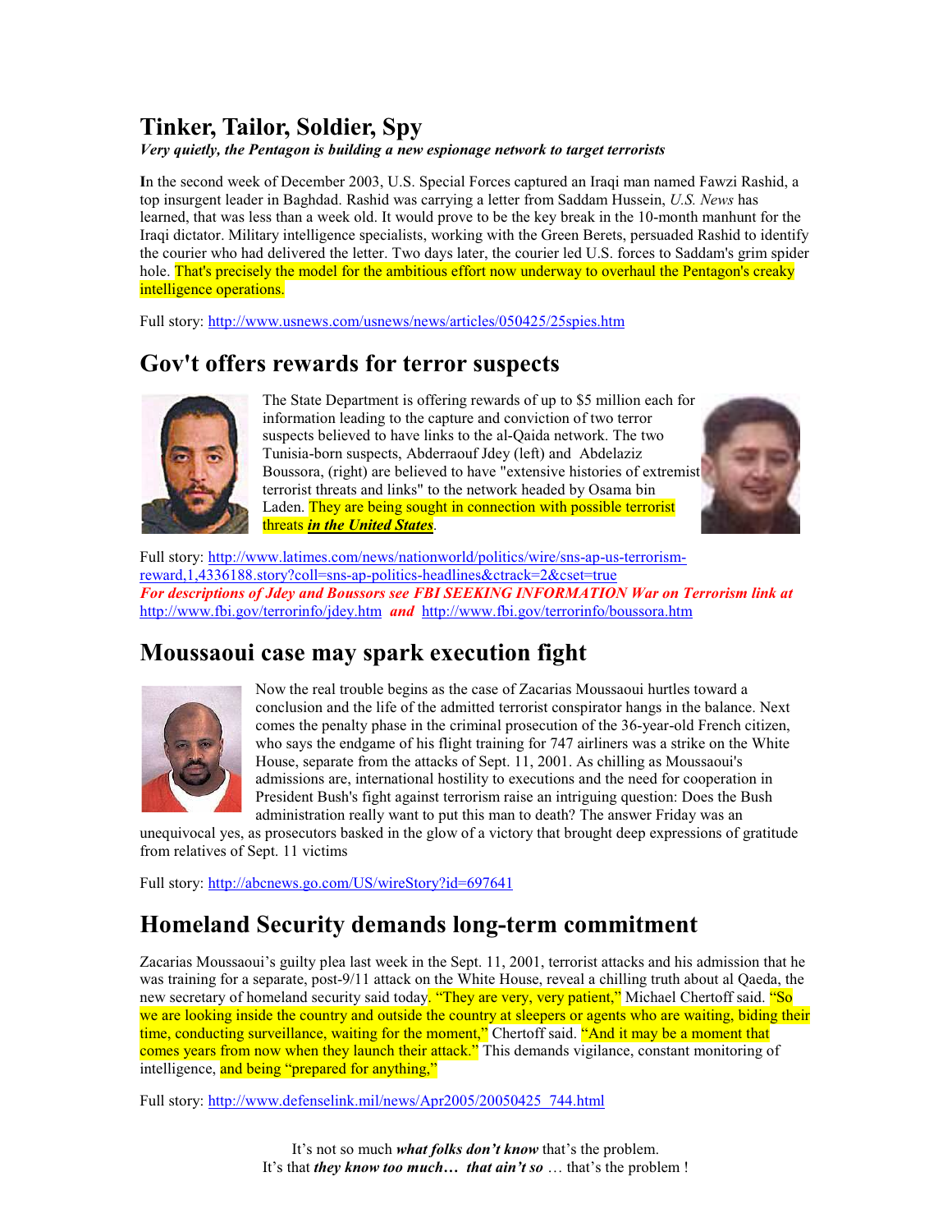## Tinker, Tailor, Soldier, Spy

***Very quietly, the Pentagon is building a new espionage network to target terrorists***

In the second week of December 2003, U.S. Special Forces captured an Iraqi man named Fawzi Rashid, a top insurgent leader in Baghdad. Rashid was carrying a letter from Saddam Hussein, *U.S. News* has learned, that was less than a week old. It would prove to be the key break in the 10-month manhunt for the Iraqi dictator. Military intelligence specialists, working with the Green Berets, persuaded Rashid to identify the courier who had delivered the letter. Two days later, the courier led U.S. forces to Saddam's grim spider hole. That's precisely the model for the ambitious effort now underway to overhaul the Pentagon's creaky intelligence operations.

Full story: http://www.usnews.com/usnews/news/articles/050425/25spies.htm

## Gov't offers rewards for terror suspects

The State Department is offering rewards of up to $5 million each for information leading to the capture and conviction of two terror suspects believed to have links to the al-Qaida network. The two Tunisia-born suspects, Abderraouf Jdey (left) and Abdelaziz Boussora, (right) are believed to have "extensive histories of extremist terrorist threats and links" to the network headed by Osama bin Laden. They are being sought in connection with possible terrorist threats ***in the United States***.

Full story: http://www.latimes.com/news/nationworld/politics/wire/sns-ap-us-terrorism-reward,1,4336188.story?coll=sns-ap-politics-headlines&ctrack=2&cset=true

***For descriptions of Jdey and Boussors see FBI SEEKING INFORMATION War on Terrorism link at*** http://www.fbi.gov/terrorinfo/jdey.htm ***and*** http://www.fbi.gov/terrorinfo/boussora.htm

## Moussaoui case may spark execution fight

Now the real trouble begins as the case of Zacarias Moussaoui hurtles toward a conclusion and the life of the admitted terrorist conspirator hangs in the balance. Next comes the penalty phase in the criminal prosecution of the 36-year-old French citizen, who says the endgame of his flight training for 747 airliners was a strike on the White House, separate from the attacks of Sept. 11, 2001. As chilling as Moussaoui's admissions are, international hostility to executions and the need for cooperation in President Bush's fight against terrorism raise an intriguing question: Does the Bush administration really want to put this man to death? The answer Friday was an unequivocal yes, as prosecutors basked in the glow of a victory that brought deep expressions of gratitude from relatives of Sept. 11 victims

Full story: http://abcnews.go.com/US/wireStory?id=697641

## Homeland Security demands long-term commitment

Zacarias Moussaoui's guilty plea last week in the Sept. 11, 2001, terrorist attacks and his admission that he was training for a separate, post-9/11 attack on the White House, reveal a chilling truth about al Qaeda, the new secretary of homeland security said today. "They are very, very patient," Michael Chertoff said. "So we are looking inside the country and outside the country at sleepers or agents who are waiting, biding their time, conducting surveillance, waiting for the moment," Chertoff said. "And it may be a moment that comes years from now when they launch their attack." This demands vigilance, constant monitoring of intelligence, and being "prepared for anything,"

Full story: http://www.defenselink.mil/news/Apr2005/20050425_744.html

It's not so much ***what folks don't know*** that's the problem.
It's that ***they know too much… that ain't so*** … that's the problem !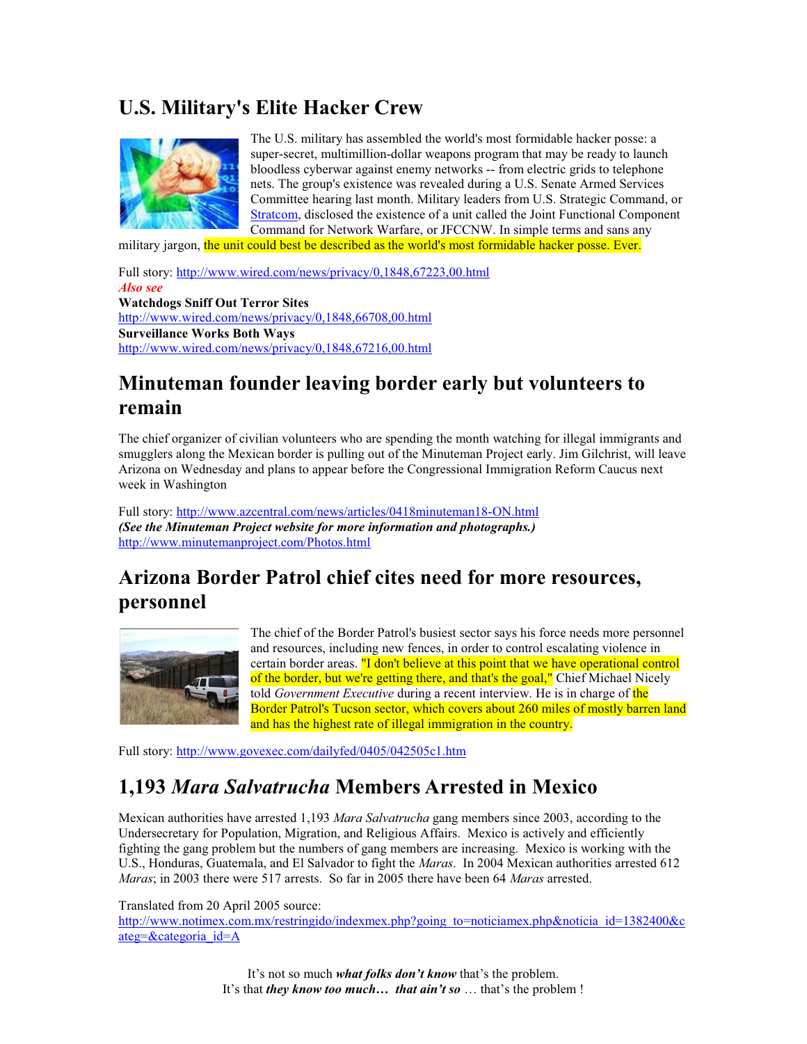## U.S. Military's Elite Hacker Crew

The U.S. military has assembled the world's most formidable hacker posse: a super-secret, multimillion-dollar weapons program that may be ready to launch bloodless cyberwar against enemy networks -- from electric grids to telephone nets. The group's existence was revealed during a U.S. Senate Armed Services Committee hearing last month. Military leaders from U.S. Strategic Command, or Stratcom, disclosed the existence of a unit called the Joint Functional Component Command for Network Warfare, or JFCCNW. In simple terms and sans any military jargon, the unit could best be described as the world's most formidable hacker posse. Ever.

Full story: http://www.wired.com/news/privacy/0,1848,67223,00.html

*Also see*

**Watchdogs Sniff Out Terror Sites**

http://www.wired.com/news/privacy/0,1848,66708,00.html

**Surveillance Works Both Ways**

http://www.wired.com/news/privacy/0,1848,67216,00.html

## Minuteman founder leaving border early but volunteers to remain

The chief organizer of civilian volunteers who are spending the month watching for illegal immigrants and smugglers along the Mexican border is pulling out of the Minuteman Project early. Jim Gilchrist, will leave Arizona on Wednesday and plans to appear before the Congressional Immigration Reform Caucus next week in Washington

Full story: http://www.azcentral.com/news/articles/0418minuteman18-ON.html

***(See the Minuteman Project website for more information and photographs.)***

http://www.minutemanproject.com/Photos.html

## Arizona Border Patrol chief cites need for more resources, personnel

The chief of the Border Patrol's busiest sector says his force needs more personnel and resources, including new fences, in order to control escalating violence in certain border areas. "I don't believe at this point that we have operational control of the border, but we're getting there, and that's the goal," Chief Michael Nicely told *Government Executive* during a recent interview. He is in charge of the Border Patrol's Tucson sector, which covers about 260 miles of mostly barren land and has the highest rate of illegal immigration in the country.

Full story: http://www.govexec.com/dailyfed/0405/042505c1.htm

## 1,193 *Mara Salvatrucha* Members Arrested in Mexico

Mexican authorities have arrested 1,193 *Mara Salvatrucha* gang members since 2003, according to the Undersecretary for Population, Migration, and Religious Affairs. Mexico is actively and efficiently fighting the gang problem but the numbers of gang members are increasing. Mexico is working with the U.S., Honduras, Guatemala, and El Salvador to fight the *Maras*. In 2004 Mexican authorities arrested 612 *Maras*; in 2003 there were 517 arrests. So far in 2005 there have been 64 *Maras* arrested.

Translated from 20 April 2005 source:
http://www.notimex.com.mx/restringido/indexmex.php?going_to=noticiamex.php&noticia_id=1382400&categ=&categoria_id=A

It's not so much ***what folks don't know*** that's the problem.
It's that ***they know too much… that ain't so*** … that's the problem !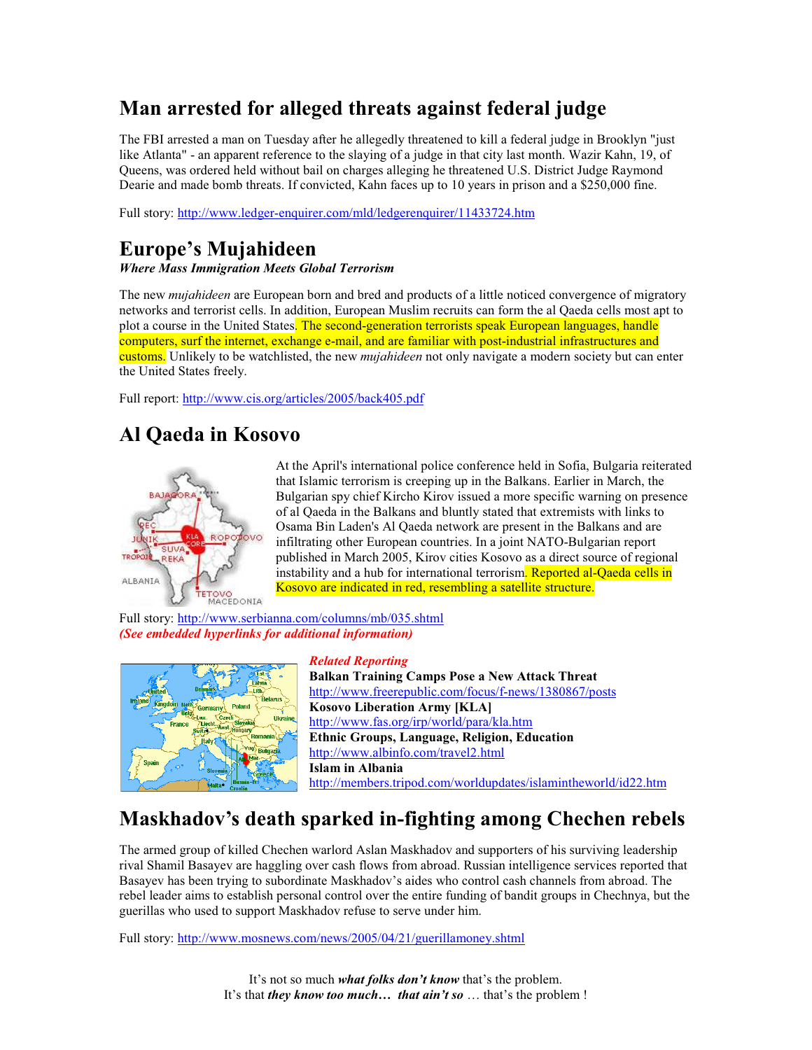## Man arrested for alleged threats against federal judge

The FBI arrested a man on Tuesday after he allegedly threatened to kill a federal judge in Brooklyn "just like Atlanta" - an apparent reference to the slaying of a judge in that city last month. Wazir Kahn, 19, of Queens, was ordered held without bail on charges alleging he threatened U.S. District Judge Raymond Dearie and made bomb threats. If convicted, Kahn faces up to 10 years in prison and a $250,000 fine.

Full story: http://www.ledger-enquirer.com/mld/ledgerenquirer/11433724.htm

## Europe's Mujahideen

***Where Mass Immigration Meets Global Terrorism***

The new *mujahideen* are European born and bred and products of a little noticed convergence of migratory networks and terrorist cells. In addition, European Muslim recruits can form the al Qaeda cells most apt to plot a course in the United States. The second-generation terrorists speak European languages, handle computers, surf the internet, exchange e-mail, and are familiar with post-industrial infrastructures and customs. Unlikely to be watchlisted, the new *mujahideen* not only navigate a modern society but can enter the United States freely.

Full report: http://www.cis.org/articles/2005/back405.pdf

## Al Qaeda in Kosovo

At the April's international police conference held in Sofia, Bulgaria reiterated that Islamic terrorism is creeping up in the Balkans. Earlier in March, the Bulgarian spy chief Kircho Kirov issued a more specific warning on presence of al Qaeda in the Balkans and bluntly stated that extremists with links to Osama Bin Laden's Al Qaeda network are present in the Balkans and are infiltrating other European countries. In a joint NATO-Bulgarian report published in March 2005, Kirov cities Kosovo as a direct source of regional instability and a hub for international terrorism. Reported al-Qaeda cells in Kosovo are indicated in red, resembling a satellite structure.

Full story: http://www.serbianna.com/columns/mb/035.shtml

***(See embedded hyperlinks for additional information)***

***Related Reporting***

**Balkan Training Camps Pose a New Attack Threat**
http://www.freerepublic.com/focus/f-news/1380867/posts

**Kosovo Liberation Army [KLA]**
http://www.fas.org/irp/world/para/kla.htm

**Ethnic Groups, Language, Religion, Education**
http://www.albinfo.com/travel2.html

**Islam in Albania**
http://members.tripod.com/worldupdates/islamintheworld/id22.htm

## Maskhadov's death sparked in-fighting among Chechen rebels

The armed group of killed Chechen warlord Aslan Maskhadov and supporters of his surviving leadership rival Shamil Basayev are haggling over cash flows from abroad. Russian intelligence services reported that Basayev has been trying to subordinate Maskhadov's aides who control cash channels from abroad. The rebel leader aims to establish personal control over the entire funding of bandit groups in Chechnya, but the guerillas who used to support Maskhadov refuse to serve under him.

Full story: http://www.mosnews.com/news/2005/04/21/guerillamoney.shtml

It's not so much ***what folks don't know*** that's the problem.
It's that ***they know too much… that ain't so*** … that's the problem !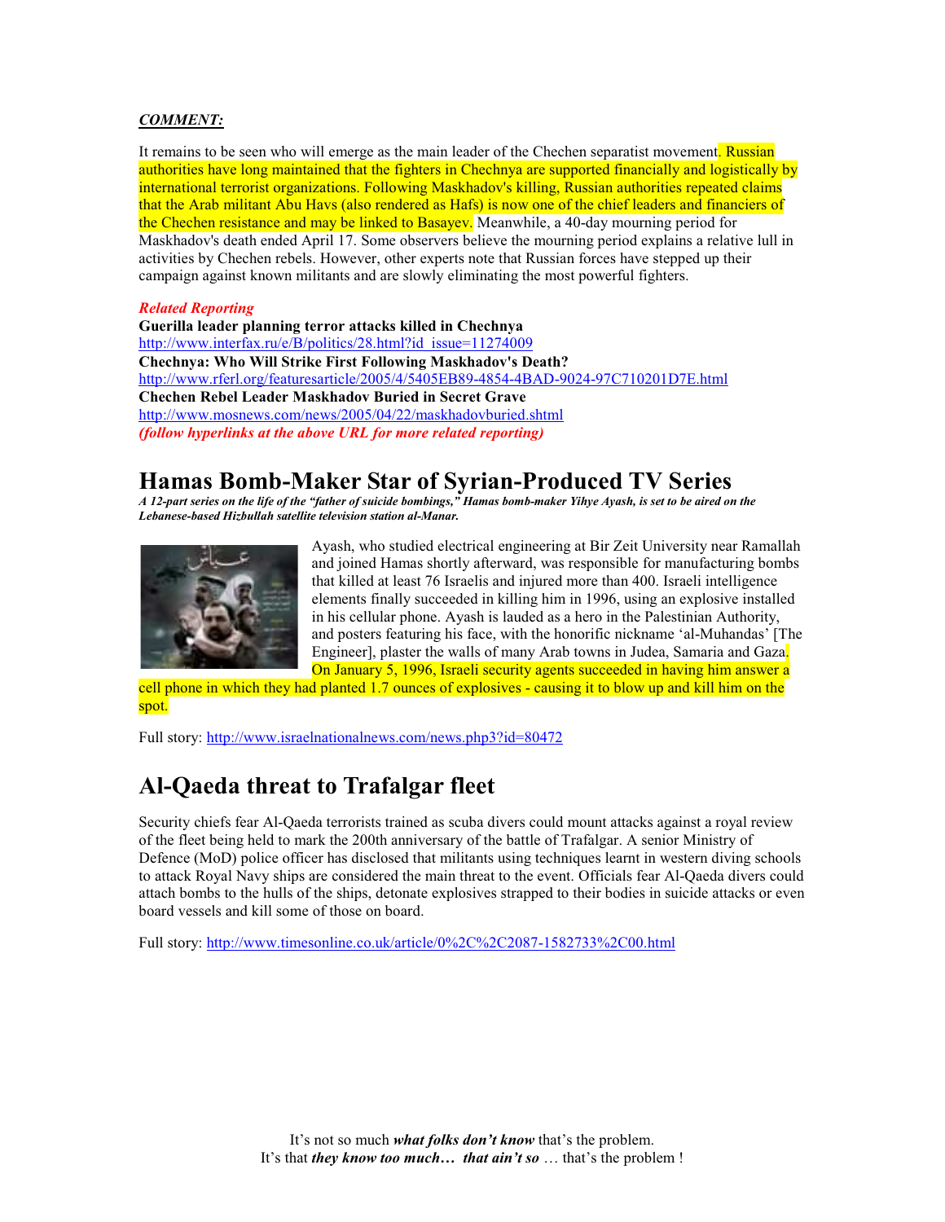***COMMENT:***

It remains to be seen who will emerge as the main leader of the Chechen separatist movement. Russian authorities have long maintained that the fighters in Chechnya are supported financially and logistically by international terrorist organizations. Following Maskhadov's killing, Russian authorities repeated claims that the Arab militant Abu Havs (also rendered as Hafs) is now one of the chief leaders and financiers of the Chechen resistance and may be linked to Basayev. Meanwhile, a 40-day mourning period for Maskhadov's death ended April 17. Some observers believe the mourning period explains a relative lull in activities by Chechen rebels. However, other experts note that Russian forces have stepped up their campaign against known militants and are slowly eliminating the most powerful fighters.

***Related Reporting***

**Guerilla leader planning terror attacks killed in Chechnya**
http://www.interfax.ru/e/B/politics/28.html?id_issue=11274009

**Chechnya: Who Will Strike First Following Maskhadov's Death?**
http://www.rferl.org/featuresarticle/2005/4/5405EB89-4854-4BAD-9024-97C710201D7E.html

**Chechen Rebel Leader Maskhadov Buried in Secret Grave**
http://www.mosnews.com/news/2005/04/22/maskhadovburied.shtml

***(follow hyperlinks at the above URL for more related reporting)***

# Hamas Bomb-Maker Star of Syrian-Produced TV Series

***A 12-part series on the life of the "father of suicide bombings," Hamas bomb-maker Yihye Ayash, is set to be aired on the Lebanese-based Hizbullah satellite television station al-Manar.***

Ayash, who studied electrical engineering at Bir Zeit University near Ramallah and joined Hamas shortly afterward, was responsible for manufacturing bombs that killed at least 76 Israelis and injured more than 400. Israeli intelligence elements finally succeeded in killing him in 1996, using an explosive installed in his cellular phone. Ayash is lauded as a hero in the Palestinian Authority, and posters featuring his face, with the honorific nickname 'al-Muhandas' [The Engineer], plaster the walls of many Arab towns in Judea, Samaria and Gaza. On January 5, 1996, Israeli security agents succeeded in having him answer a cell phone in which they had planted 1.7 ounces of explosives - causing it to blow up and kill him on the spot.

Full story: http://www.israelnationalnews.com/news.php3?id=80472

# Al-Qaeda threat to Trafalgar fleet

Security chiefs fear Al-Qaeda terrorists trained as scuba divers could mount attacks against a royal review of the fleet being held to mark the 200th anniversary of the battle of Trafalgar. A senior Ministry of Defence (MoD) police officer has disclosed that militants using techniques learnt in western diving schools to attack Royal Navy ships are considered the main threat to the event. Officials fear Al-Qaeda divers could attach bombs to the hulls of the ships, detonate explosives strapped to their bodies in suicide attacks or even board vessels and kill some of those on board.

Full story: http://www.timesonline.co.uk/article/0%2C%2C2087-1582733%2C00.html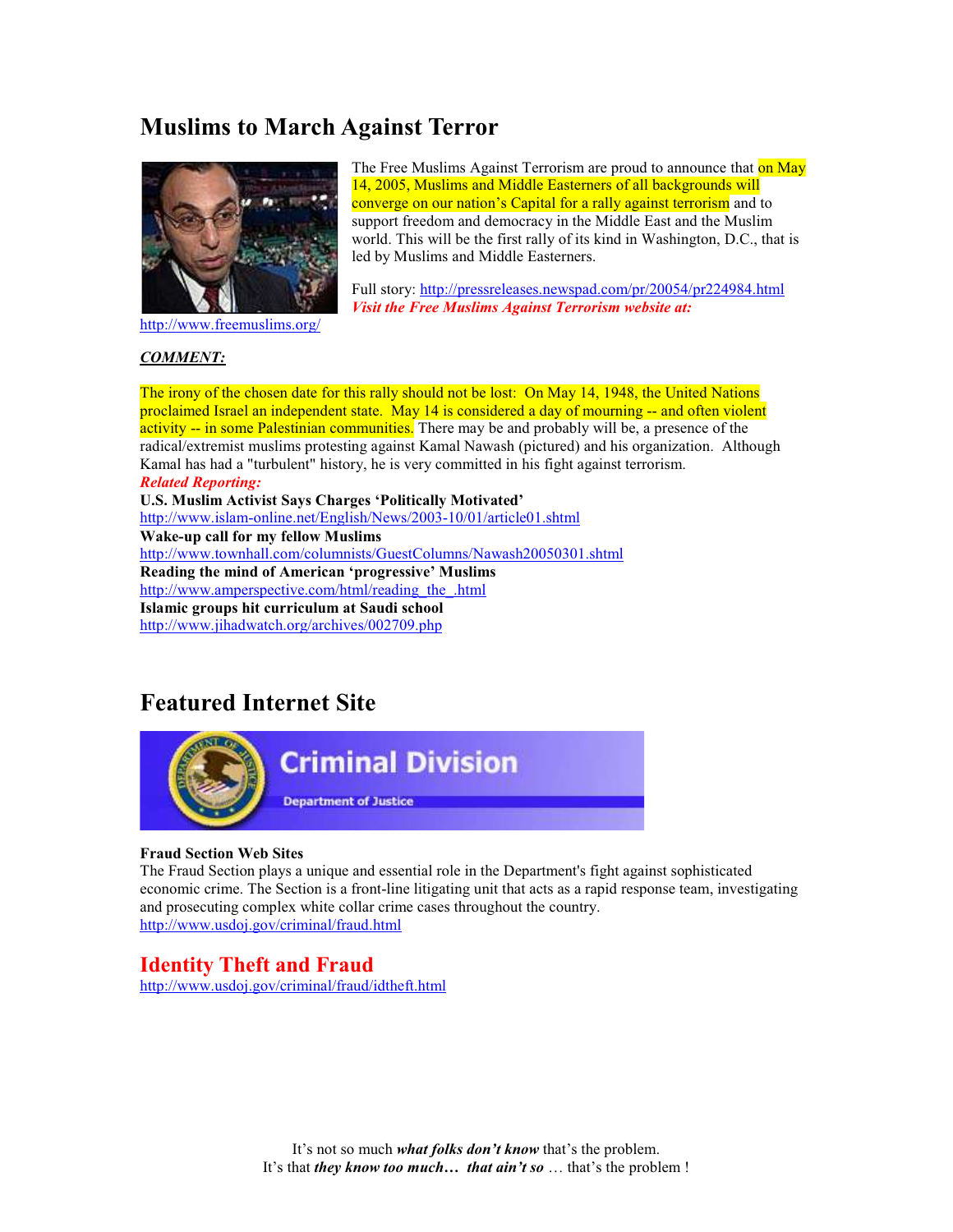## Muslims to March Against Terror

The Free Muslims Against Terrorism are proud to announce that on May 14, 2005, Muslims and Middle Easterners of all backgrounds will converge on our nation's Capital for a rally against terrorism and to support freedom and democracy in the Middle East and the Muslim world. This will be the first rally of its kind in Washington, D.C., that is led by Muslims and Middle Easterners.

Full story: http://pressreleases.newspad.com/pr/20054/pr224984.html

***Visit the Free Muslims Against Terrorism website at:***

http://www.freemuslims.org/

***COMMENT:***

The irony of the chosen date for this rally should not be lost: On May 14, 1948, the United Nations proclaimed Israel an independent state. May 14 is considered a day of mourning -- and often violent activity -- in some Palestinian communities. There may be and probably will be, a presence of the radical/extremist muslims protesting against Kamal Nawash (pictured) and his organization. Although Kamal has had a "turbulent" history, he is very committed in his fight against terrorism.

***Related Reporting:***

**U.S. Muslim Activist Says Charges 'Politically Motivated'**
http://www.islam-online.net/English/News/2003-10/01/article01.shtml

**Wake-up call for my fellow Muslims**
http://www.townhall.com/columnists/GuestColumns/Nawash20050301.shtml

**Reading the mind of American 'progressive' Muslims**
http://www.amperspective.com/html/reading_the_.html

**Islamic groups hit curriculum at Saudi school**
http://www.jihadwatch.org/archives/002709.php

## Featured Internet Site

Criminal Division

Department of Justice

**Fraud Section Web Sites**

The Fraud Section plays a unique and essential role in the Department's fight against sophisticated economic crime. The Section is a front-line litigating unit that acts as a rapid response team, investigating and prosecuting complex white collar crime cases throughout the country.
http://www.usdoj.gov/criminal/fraud.html

## Identity Theft and Fraud

http://www.usdoj.gov/criminal/fraud/idtheft.html

It's not so much ***what folks don't know*** that's the problem.
It's that ***they know too much… that ain't so*** … that's the problem !